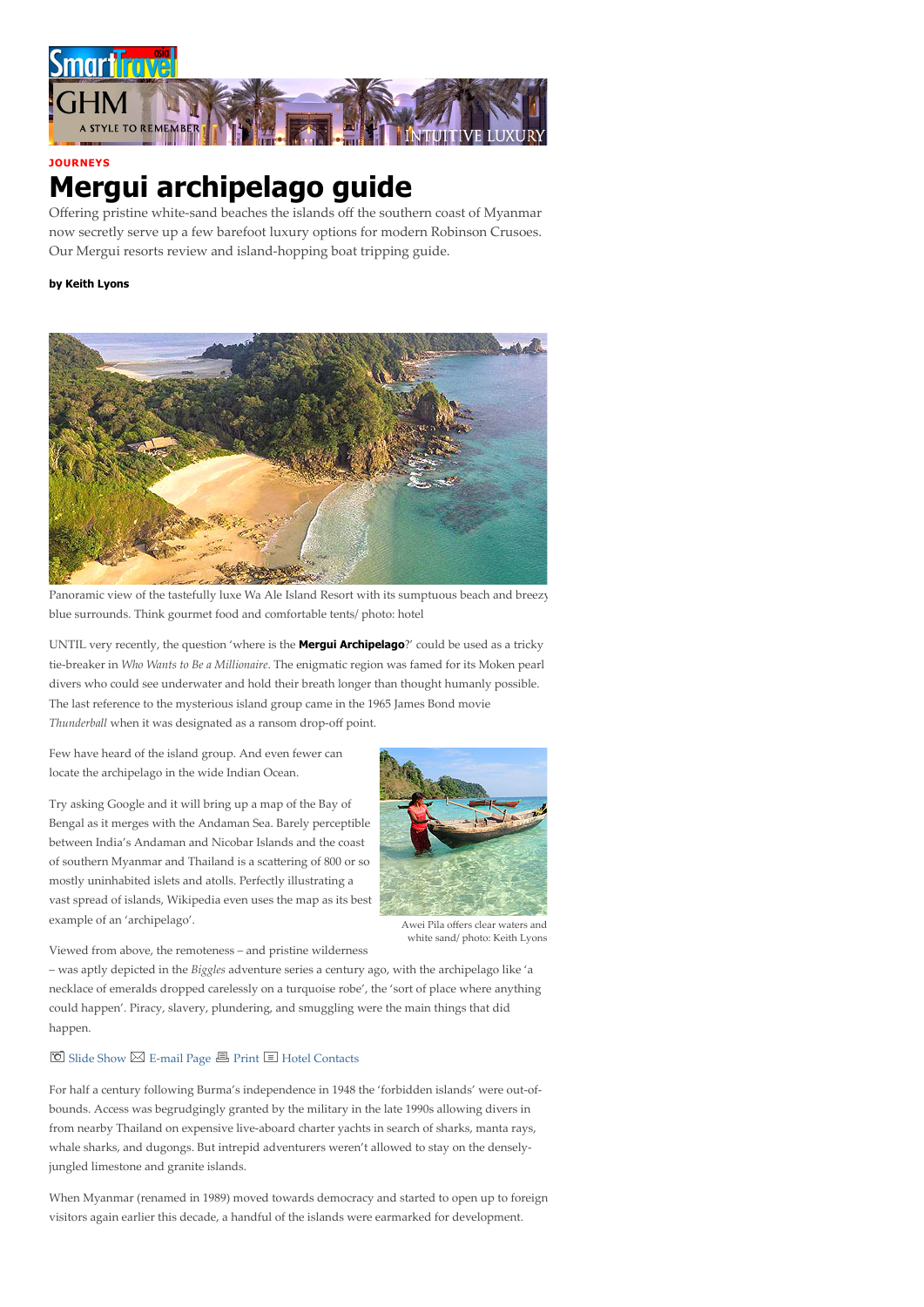JOURNEYS

# Mergui archipelago guide

Offering pristine white-sand beaches the islands off the southern coast of Myanmar now secretly serve up a few barefoot luxury options for modern Robinson Crusoes. Our Mergui resorts review and island-hopping boat tripping guide.

**by Keith Lyons**

Panoramic view of the tastefully luxe Wa Ale Island Resort with its sumptuous beach and breezy blue surrounds. Think gourmet food and comfortable tents/ photo: hotel

UNTIL very recently, the question 'where is the **Mergui Archipelago**?' could be used as a tricky tie-breaker in *Who Wants to Be a Millionaire*. The enigmatic region was famed for its Moken pearl divers who could see underwater and hold their breath longer than thought humanly possible. The last reference to the mysterious island group came in the 1965 James Bond movie *Thunderball* when it was designated as a ransom drop-off point.

Few have heard of the island group. And even fewer can locate the archipelago in the wide Indian Ocean.

Try asking Google and it will bring up a map of the Bay of Bengal as it merges with the Andaman Sea. Barely perceptible between India's Andaman and Nicobar Islands and the coast of southern Myanmar and Thailand is a scattering of 800 or so mostly uninhabited islets and atolls. Perfectly illustrating a vast spread of islands, Wikipedia even uses the map as its best example of an 'archipelago'.

Awei Pila offers clear waters and white sand/ photo: Keith Lyons

Viewed from above, the remoteness – and pristine wilderness – was aptly depicted in the *Biggles* adventure series a century ago, with the archipelago like 'a necklace of emeralds dropped carelessly on a turquoise robe', the 'sort of place where anything could happen'. Piracy, slavery, plundering, and smuggling were the main things that did happen.

Slide Show E-mail Page Print Hotel Contacts

For half a century following Burma's independence in 1948 the 'forbidden islands' were out-of-bounds. Access was begrudgingly granted by the military in the late 1990s allowing divers in from nearby Thailand on expensive live-aboard charter yachts in search of sharks, manta rays, whale sharks, and dugongs. But intrepid adventurers weren't allowed to stay on the densely-jungled limestone and granite islands.

When Myanmar (renamed in 1989) moved towards democracy and started to open up to foreign visitors again earlier this decade, a handful of the islands were earmarked for development.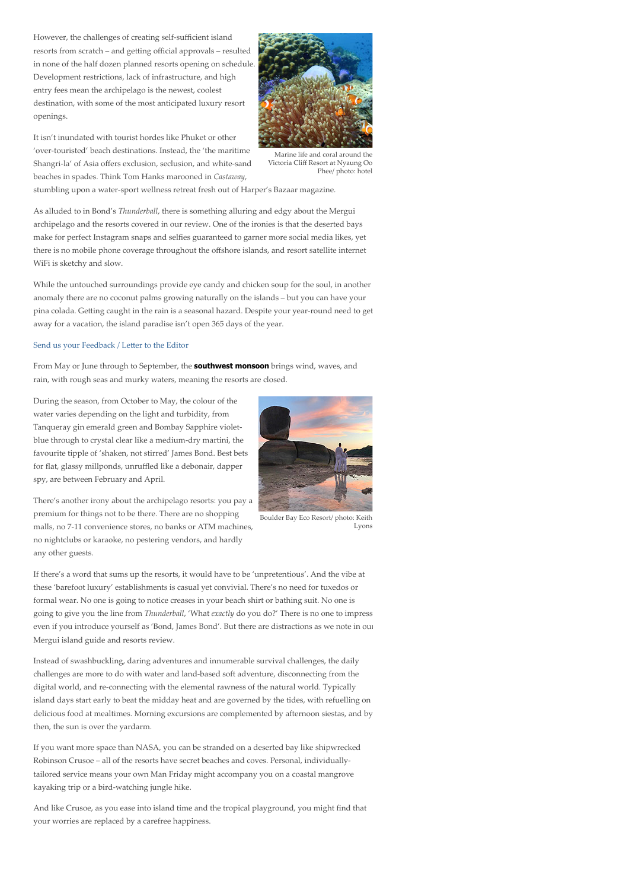However, the challenges of creating self-sufficient island resorts from scratch – and getting official approvals – resulted in none of the half dozen planned resorts opening on schedule. Development restrictions, lack of infrastructure, and high entry fees mean the archipelago is the newest, coolest destination, with some of the most anticipated luxury resort openings.

It isn't inundated with tourist hordes like Phuket or other 'over-touristed' beach destinations. Instead, the 'the maritime Shangri-la' of Asia offers exclusion, seclusion, and white-sand beaches in spades. Think Tom Hanks marooned in *Castaway*, stumbling upon a water-sport wellness retreat fresh out of Harper's Bazaar magazine.

Marine life and coral around the Victoria Cliff Resort at Nyaung Oo Phee/ photo: hotel

As alluded to in Bond's *Thunderball*, there is something alluring and edgy about the Mergui archipelago and the resorts covered in our review. One of the ironies is that the deserted bays make for perfect Instagram snaps and selfies guaranteed to garner more social media likes, yet there is no mobile phone coverage throughout the offshore islands, and resort satellite internet WiFi is sketchy and slow.

While the untouched surroundings provide eye candy and chicken soup for the soul, in another anomaly there are no coconut palms growing naturally on the islands – but you can have your pina colada. Getting caught in the rain is a seasonal hazard. Despite your year-round need to get away for a vacation, the island paradise isn't open 365 days of the year.

Send us your Feedback / Letter to the Editor

From May or June through to September, the **southwest monsoon** brings wind, waves, and rain, with rough seas and murky waters, meaning the resorts are closed.

During the season, from October to May, the colour of the water varies depending on the light and turbidity, from Tanqueray gin emerald green and Bombay Sapphire violet-blue through to crystal clear like a medium-dry martini, the favourite tipple of 'shaken, not stirred' James Bond. Best bets for flat, glassy millponds, unruffled like a debonair, dapper spy, are between February and April.

There's another irony about the archipelago resorts: you pay a premium for things not to be there. There are no shopping malls, no 7-11 convenience stores, no banks or ATM machines, no nightclubs or karaoke, no pestering vendors, and hardly any other guests.

Boulder Bay Eco Resort/ photo: Keith Lyons

If there's a word that sums up the resorts, it would have to be 'unpretentious'. And the vibe at these 'barefoot luxury' establishments is casual yet convivial. There's no need for tuxedos or formal wear. No one is going to notice creases in your beach shirt or bathing suit. No one is going to give you the line from *Thunderball*, 'What *exactly* do you do?' There is no one to impress even if you introduce yourself as 'Bond, James Bond'. But there are distractions as we note in our Mergui island guide and resorts review.

Instead of swashbuckling, daring adventures and innumerable survival challenges, the daily challenges are more to do with water and land-based soft adventure, disconnecting from the digital world, and re-connecting with the elemental rawness of the natural world. Typically island days start early to beat the midday heat and are governed by the tides, with refuelling on delicious food at mealtimes. Morning excursions are complemented by afternoon siestas, and by then, the sun is over the yardarm.

If you want more space than NASA, you can be stranded on a deserted bay like shipwrecked Robinson Crusoe – all of the resorts have secret beaches and coves. Personal, individually-tailored service means your own Man Friday might accompany you on a coastal mangrove kayaking trip or a bird-watching jungle hike.

And like Crusoe, as you ease into island time and the tropical playground, you might find that your worries are replaced by a carefree happiness.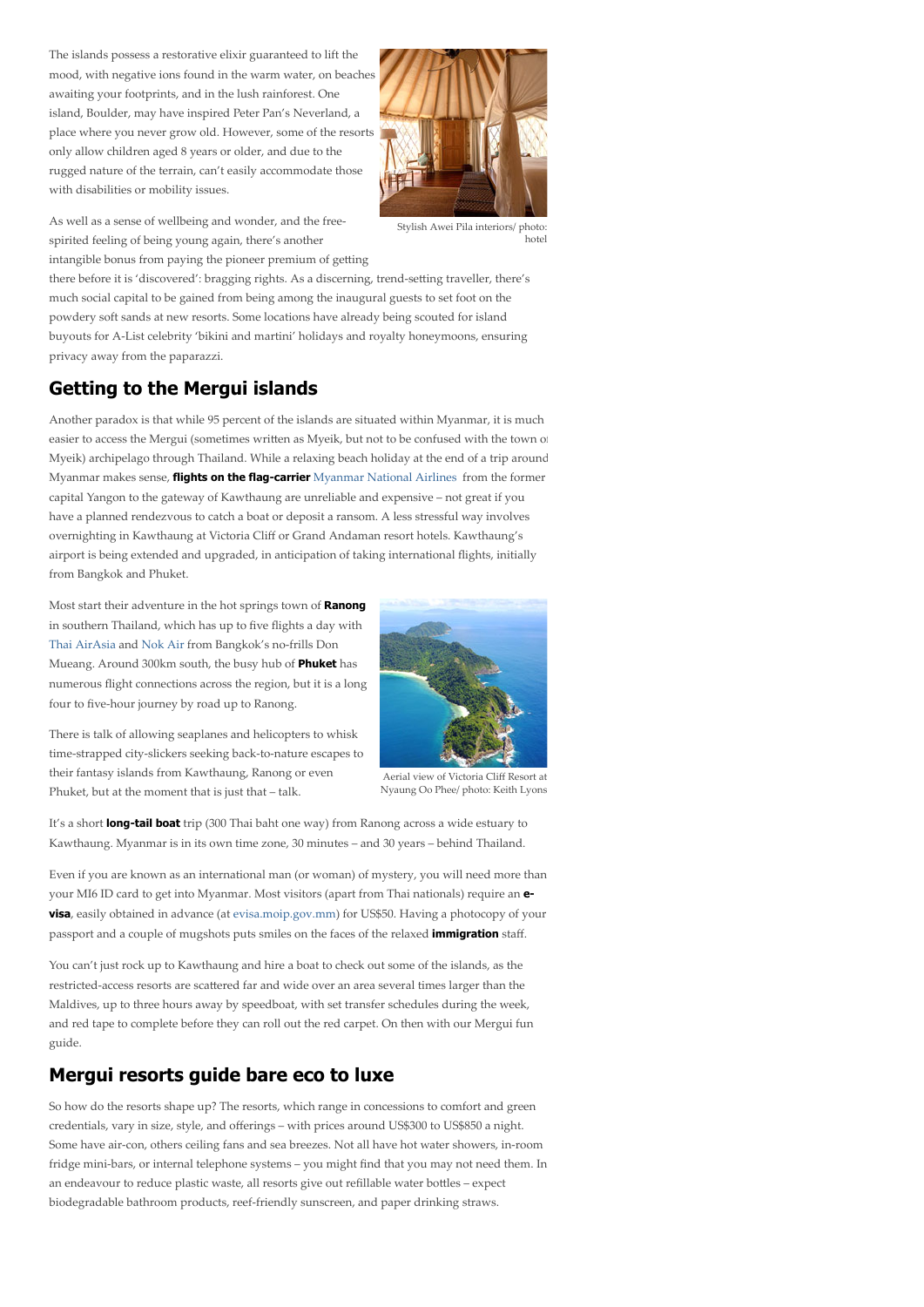The islands possess a restorative elixir guaranteed to lift the mood, with negative ions found in the warm water, on beaches awaiting your footprints, and in the lush rainforest. One island, Boulder, may have inspired Peter Pan's Neverland, a place where you never grow old. However, some of the resorts only allow children aged 8 years or older, and due to the rugged nature of the terrain, can't easily accommodate those with disabilities or mobility issues.

Stylish Awei Pila interiors/ photo: hotel

As well as a sense of wellbeing and wonder, and the free-spirited feeling of being young again, there's another intangible bonus from paying the pioneer premium of getting there before it is 'discovered': bragging rights. As a discerning, trend-setting traveller, there's much social capital to be gained from being among the inaugural guests to set foot on the powdery soft sands at new resorts. Some locations have already being scouted for island buyouts for A-List celebrity 'bikini and martini' holidays and royalty honeymoons, ensuring privacy away from the paparazzi.

## Getting to the Mergui islands

Another paradox is that while 95 percent of the islands are situated within Myanmar, it is much easier to access the Mergui (sometimes written as Myeik, but not to be confused with the town of Myeik) archipelago through Thailand. While a relaxing beach holiday at the end of a trip around Myanmar makes sense, **flights on the flag-carrier** Myanmar National Airlines from the former capital Yangon to the gateway of Kawthaung are unreliable and expensive – not great if you have a planned rendezvous to catch a boat or deposit a ransom. A less stressful way involves overnighting in Kawthaung at Victoria Cliff or Grand Andaman resort hotels. Kawthaung's airport is being extended and upgraded, in anticipation of taking international flights, initially from Bangkok and Phuket.

Most start their adventure in the hot springs town of **Ranong** in southern Thailand, which has up to five flights a day with Thai AirAsia and Nok Air from Bangkok's no-frills Don Mueang. Around 300km south, the busy hub of **Phuket** has numerous flight connections across the region, but it is a long four to five-hour journey by road up to Ranong.

There is talk of allowing seaplanes and helicopters to whisk time-strapped city-slickers seeking back-to-nature escapes to their fantasy islands from Kawthaung, Ranong or even Phuket, but at the moment that is just that – talk.

Aerial view of Victoria Cliff Resort at Nyaung Oo Phee/ photo: Keith Lyons

It's a short **long-tail boat** trip (300 Thai baht one way) from Ranong across a wide estuary to Kawthaung. Myanmar is in its own time zone, 30 minutes – and 30 years – behind Thailand.

Even if you are known as an international man (or woman) of mystery, you will need more than your MI6 ID card to get into Myanmar. Most visitors (apart from Thai nationals) require an **e-visa**, easily obtained in advance (at evisa.moip.gov.mm) for US$50. Having a photocopy of your passport and a couple of mugshots puts smiles on the faces of the relaxed **immigration** staff.

You can't just rock up to Kawthaung and hire a boat to check out some of the islands, as the restricted-access resorts are scattered far and wide over an area several times larger than the Maldives, up to three hours away by speedboat, with set transfer schedules during the week, and red tape to complete before they can roll out the red carpet. On then with our Mergui fun guide.

## Mergui resorts guide bare eco to luxe

So how do the resorts shape up? The resorts, which range in concessions to comfort and green credentials, vary in size, style, and offerings – with prices around US$300 to US$850 a night. Some have air-con, others ceiling fans and sea breezes. Not all have hot water showers, in-room fridge mini-bars, or internal telephone systems – you might find that you may not need them. In an endeavour to reduce plastic waste, all resorts give out refillable water bottles – expect biodegradable bathroom products, reef-friendly sunscreen, and paper drinking straws.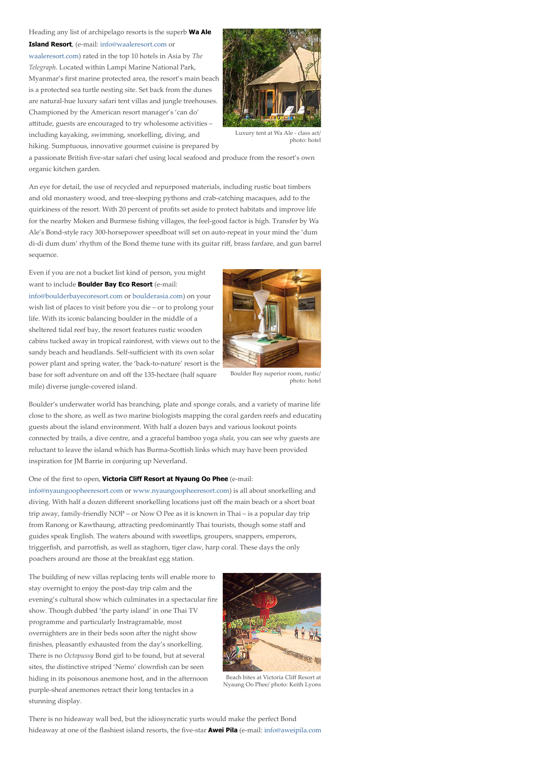Heading any list of archipelago resorts is the superb **Wa Ale Island Resort**, (e-mail: info@waaleresort.com or waaleresort.com) rated in the top 10 hotels in Asia by *The Telegraph*. Located within Lampi Marine National Park, Myanmar's first marine protected area, the resort's main beach is a protected sea turtle nesting site. Set back from the dunes are natural-hue luxury safari tent villas and jungle treehouses. Championed by the American resort manager's 'can do' attitude, guests are encouraged to try wholesome activities – including kayaking, swimming, snorkelling, diving, and hiking. Sumptuous, innovative gourmet cuisine is prepared by a passionate British five-star safari chef using local seafood and produce from the resort's own organic kitchen garden.

Luxury tent at Wa Ale - class act/ photo: hotel

An eye for detail, the use of recycled and repurposed materials, including rustic boat timbers and old monastery wood, and tree-sleeping pythons and crab-catching macaques, add to the quirkiness of the resort. With 20 percent of profits set aside to protect habitats and improve life for the nearby Moken and Burmese fishing villages, the feel-good factor is high. Transfer by Wa Ale's Bond-style racy 300-horsepower speedboat will set on auto-repeat in your mind the 'dum di-di dum dum' rhythm of the Bond theme tune with its guitar riff, brass fanfare, and gun barrel sequence.

Even if you are not a bucket list kind of person, you might want to include **Boulder Bay Eco Resort** (e-mail: info@boulderbayecoresort.com or boulderasia.com) on your wish list of places to visit before you die – or to prolong your life. With its iconic balancing boulder in the middle of a sheltered tidal reef bay, the resort features rustic wooden cabins tucked away in tropical rainforest, with views out to the sandy beach and headlands. Self-sufficient with its own solar power plant and spring water, the 'back-to-nature' resort is the base for soft adventure on and off the 135-hectare (half square mile) diverse jungle-covered island.

Boulder Bay superior room, rustic/ photo: hotel

Boulder's underwater world has branching, plate and sponge corals, and a variety of marine life close to the shore, as well as two marine biologists mapping the coral garden reefs and educating guests about the island environment. With half a dozen bays and various lookout points connected by trails, a dive centre, and a graceful bamboo yoga *shala*, you can see why guests are reluctant to leave the island which has Burma-Scottish links which may have been provided inspiration for JM Barrie in conjuring up Neverland.

One of the first to open, **Victoria Cliff Resort at Nyaung Oo Phee** (e-mail: info@nyaungoopheeresort.com or www.nyaungoopheeresort.com) is all about snorkelling and diving. With half a dozen different snorkelling locations just off the main beach or a short boat trip away, family-friendly NOP – or Now O Pee as it is known in Thai – is a popular day trip from Ranong or Kawthaung, attracting predominantly Thai tourists, though some staff and guides speak English. The waters abound with sweetlips, groupers, snappers, emperors, triggerfish, and parrotfish, as well as staghorn, tiger claw, harp coral. These days the only poachers around are those at the breakfast egg station.

The building of new villas replacing tents will enable more to stay overnight to enjoy the post-day trip calm and the evening's cultural show which culminates in a spectacular fire show. Though dubbed 'the party island' in one Thai TV programme and particularly Instragramable, most overnighters are in their beds soon after the night show finishes, pleasantly exhausted from the day's snorkelling. There is no *Octopussy* Bond girl to be found, but at several sites, the distinctive striped 'Nemo' clownfish can be seen hiding in its poisonous anemone host, and in the afternoon purple-sheaf anemones retract their long tentacles in a stunning display.

Beach bites at Victoria Cliff Resort at Nyaung Oo Phee/ photo: Keith Lyons

There is no hideaway wall bed, but the idiosyncratic yurts would make the perfect Bond hideaway at one of the flashiest island resorts, the five-star **Awei Pila** (e-mail: info@aweipila.com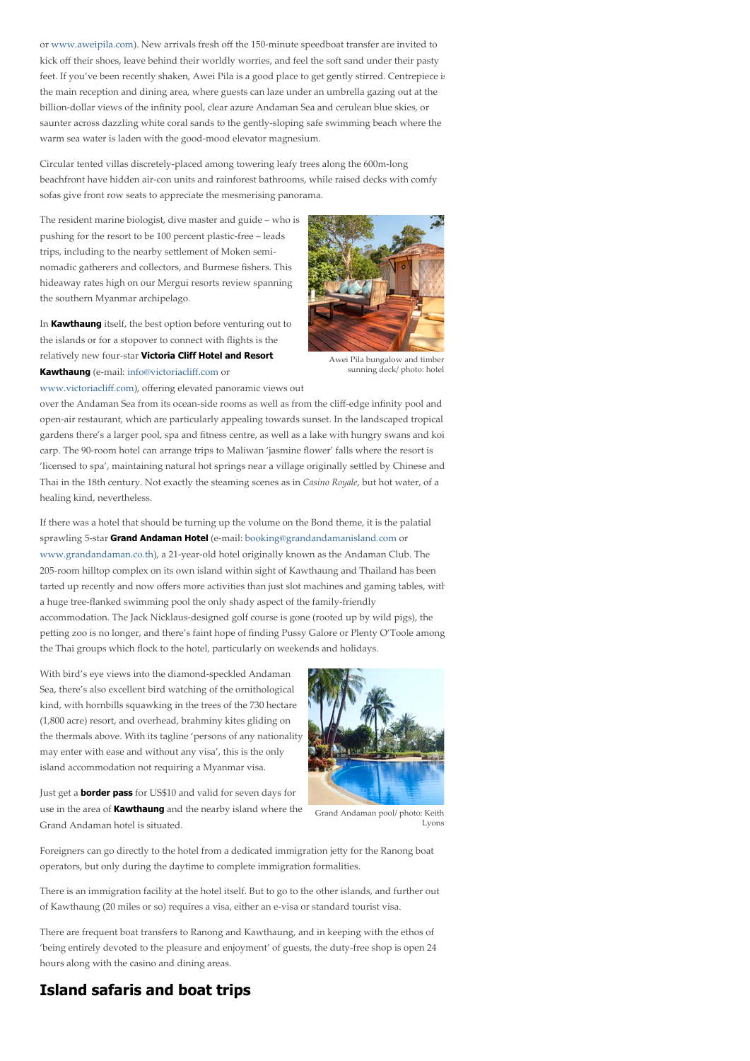or www.aweipila.com). New arrivals fresh off the 150-minute speedboat transfer are invited to kick off their shoes, leave behind their worldly worries, and feel the soft sand under their pasty feet. If you've been recently shaken, Awei Pila is a good place to get gently stirred. Centrepiece is the main reception and dining area, where guests can laze under an umbrella gazing out at the billion-dollar views of the infinity pool, clear azure Andaman Sea and cerulean blue skies, or saunter across dazzling white coral sands to the gently-sloping safe swimming beach where the warm sea water is laden with the good-mood elevator magnesium.

Circular tented villas discretely-placed among towering leafy trees along the 600m-long beachfront have hidden air-con units and rainforest bathrooms, while raised decks with comfy sofas give front row seats to appreciate the mesmerising panorama.

The resident marine biologist, dive master and guide – who is pushing for the resort to be 100 percent plastic-free – leads trips, including to the nearby settlement of Moken semi-nomadic gatherers and collectors, and Burmese fishers. This hideaway rates high on our Mergui resorts review spanning the southern Myanmar archipelago.

Awei Pila bungalow and timber sunning deck/ photo: hotel

In **Kawthaung** itself, the best option before venturing out to the islands or for a stopover to connect with flights is the relatively new four-star **Victoria Cliff Hotel and Resort Kawthaung** (e-mail: info@victoriacliff.com or www.victoriacliff.com), offering elevated panoramic views out over the Andaman Sea from its ocean-side rooms as well as from the cliff-edge infinity pool and open-air restaurant, which are particularly appealing towards sunset. In the landscaped tropical gardens there's a larger pool, spa and fitness centre, as well as a lake with hungry swans and koi carp. The 90-room hotel can arrange trips to Maliwan 'jasmine flower' falls where the resort is 'licensed to spa', maintaining natural hot springs near a village originally settled by Chinese and Thai in the 18th century. Not exactly the steaming scenes as in *Casino Royale*, but hot water, of a healing kind, nevertheless.

If there was a hotel that should be turning up the volume on the Bond theme, it is the palatial sprawling 5-star **Grand Andaman Hotel** (e-mail: booking@grandandamanisland.com or www.grandandaman.co.th), a 21-year-old hotel originally known as the Andaman Club. The 205-room hilltop complex on its own island within sight of Kawthaung and Thailand has been tarted up recently and now offers more activities than just slot machines and gaming tables, with a huge tree-flanked swimming pool the only shady aspect of the family-friendly accommodation. The Jack Nicklaus-designed golf course is gone (rooted up by wild pigs), the petting zoo is no longer, and there's faint hope of finding Pussy Galore or Plenty O'Toole among the Thai groups which flock to the hotel, particularly on weekends and holidays.

With bird's eye views into the diamond-speckled Andaman Sea, there's also excellent bird watching of the ornithological kind, with hornbills squawking in the trees of the 730 hectare (1,800 acre) resort, and overhead, brahminy kites gliding on the thermals above. With its tagline 'persons of any nationality may enter with ease and without any visa', this is the only island accommodation not requiring a Myanmar visa.

Just get a **border pass** for US$10 and valid for seven days for use in the area of **Kawthaung** and the nearby island where the Grand Andaman hotel is situated.

Grand Andaman pool/ photo: Keith Lyons

Foreigners can go directly to the hotel from a dedicated immigration jetty for the Ranong boat operators, but only during the daytime to complete immigration formalities.

There is an immigration facility at the hotel itself. But to go to the other islands, and further out of Kawthaung (20 miles or so) requires a visa, either an e-visa or standard tourist visa.

There are frequent boat transfers to Ranong and Kawthaung, and in keeping with the ethos of 'being entirely devoted to the pleasure and enjoyment' of guests, the duty-free shop is open 24 hours along with the casino and dining areas.

## Island safaris and boat trips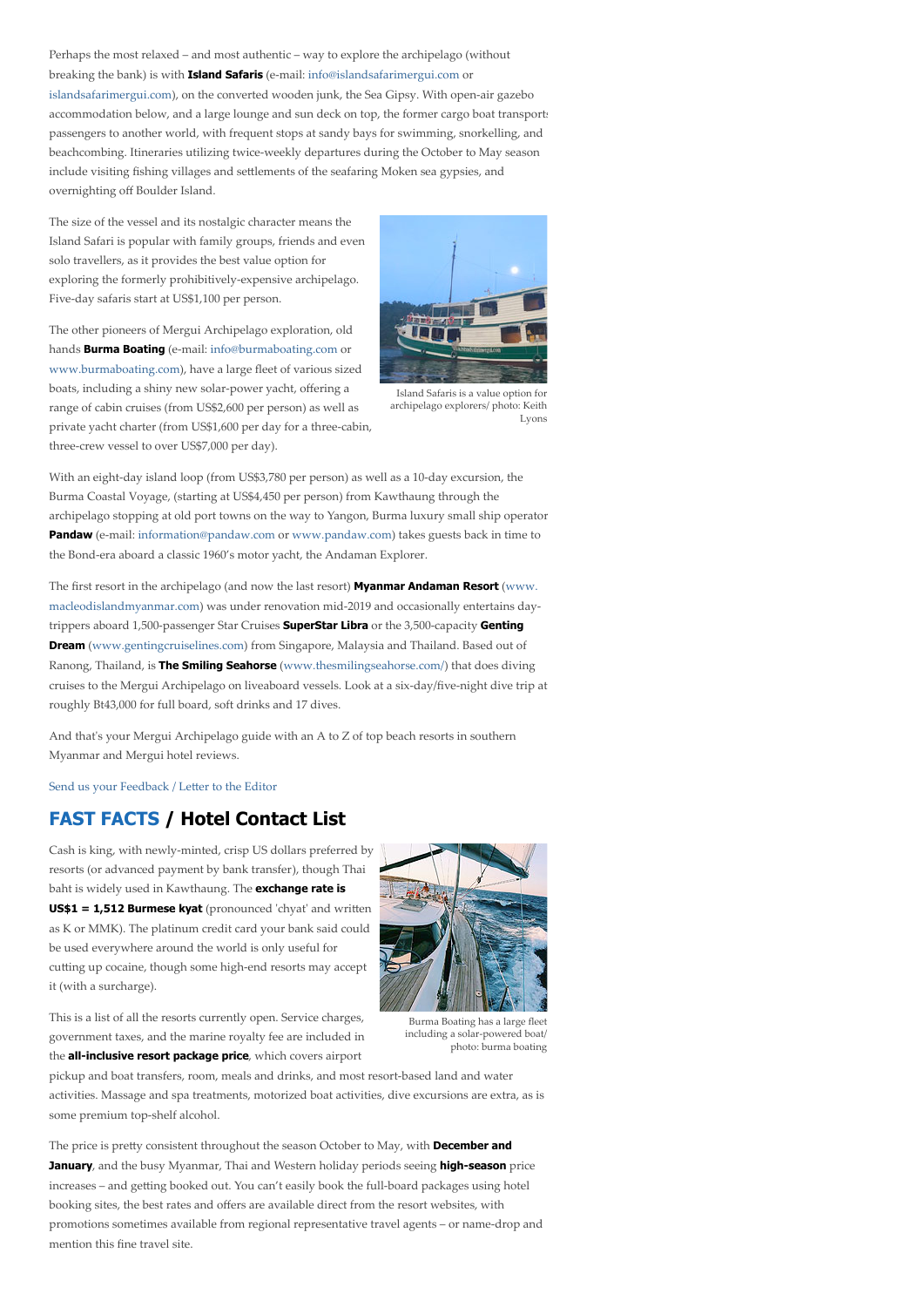Perhaps the most relaxed – and most authentic – way to explore the archipelago (without breaking the bank) is with **Island Safaris** (e-mail: info@islandsafarimergui.com or islandsafarimergui.com), on the converted wooden junk, the Sea Gipsy. With open-air gazebo accommodation below, and a large lounge and sun deck on top, the former cargo boat transports passengers to another world, with frequent stops at sandy bays for swimming, snorkelling, and beachcombing. Itineraries utilizing twice-weekly departures during the October to May season include visiting fishing villages and settlements of the seafaring Moken sea gypsies, and overnighting off Boulder Island.

The size of the vessel and its nostalgic character means the Island Safari is popular with family groups, friends and even solo travellers, as it provides the best value option for exploring the formerly prohibitively-expensive archipelago. Five-day safaris start at US$1,100 per person.

Island Safaris is a value option for archipelago explorers/ photo: Keith Lyons

The other pioneers of Mergui Archipelago exploration, old hands **Burma Boating** (e-mail: info@burmaboating.com or www.burmaboating.com), have a large fleet of various sized boats, including a shiny new solar-power yacht, offering a range of cabin cruises (from US$2,600 per person) as well as private yacht charter (from US$1,600 per day for a three-cabin, three-crew vessel to over US$7,000 per day).

With an eight-day island loop (from US$3,780 per person) as well as a 10-day excursion, the Burma Coastal Voyage, (starting at US$4,450 per person) from Kawthaung through the archipelago stopping at old port towns on the way to Yangon, Burma luxury small ship operator **Pandaw** (e-mail: information@pandaw.com or www.pandaw.com) takes guests back in time to the Bond-era aboard a classic 1960's motor yacht, the Andaman Explorer.

The first resort in the archipelago (and now the last resort) **Myanmar Andaman Resort** (www.macleodislandmyanmar.com) was under renovation mid-2019 and occasionally entertains day-trippers aboard 1,500-passenger Star Cruises **SuperStar Libra** or the 3,500-capacity **Genting Dream** (www.gentingcruiselines.com) from Singapore, Malaysia and Thailand. Based out of Ranong, Thailand, is **The Smiling Seahorse** (www.thesmilingseahorse.com/) that does diving cruises to the Mergui Archipelago on liveaboard vessels. Look at a six-day/five-night dive trip at roughly Bt43,000 for full board, soft drinks and 17 dives.

And that's your Mergui Archipelago guide with an A to Z of top beach resorts in southern Myanmar and Mergui hotel reviews.

Send us your Feedback / Letter to the Editor

## FAST FACTS / Hotel Contact List

Cash is king, with newly-minted, crisp US dollars preferred by resorts (or advanced payment by bank transfer), though Thai baht is widely used in Kawthaung. The **exchange rate is US$1 = 1,512 Burmese kyat** (pronounced 'chyat' and written as K or MMK). The platinum credit card your bank said could be used everywhere around the world is only useful for cutting up cocaine, though some high-end resorts may accept it (with a surcharge).

Burma Boating has a large fleet including a solar-powered boat/ photo: burma boating

This is a list of all the resorts currently open. Service charges, government taxes, and the marine royalty fee are included in the **all-inclusive resort package price**, which covers airport pickup and boat transfers, room, meals and drinks, and most resort-based land and water activities. Massage and spa treatments, motorized boat activities, dive excursions are extra, as is some premium top-shelf alcohol.

The price is pretty consistent throughout the season October to May, with **December and January**, and the busy Myanmar, Thai and Western holiday periods seeing **high-season** price increases – and getting booked out. You can't easily book the full-board packages using hotel booking sites, the best rates and offers are available direct from the resort websites, with promotions sometimes available from regional representative travel agents – or name-drop and mention this fine travel site.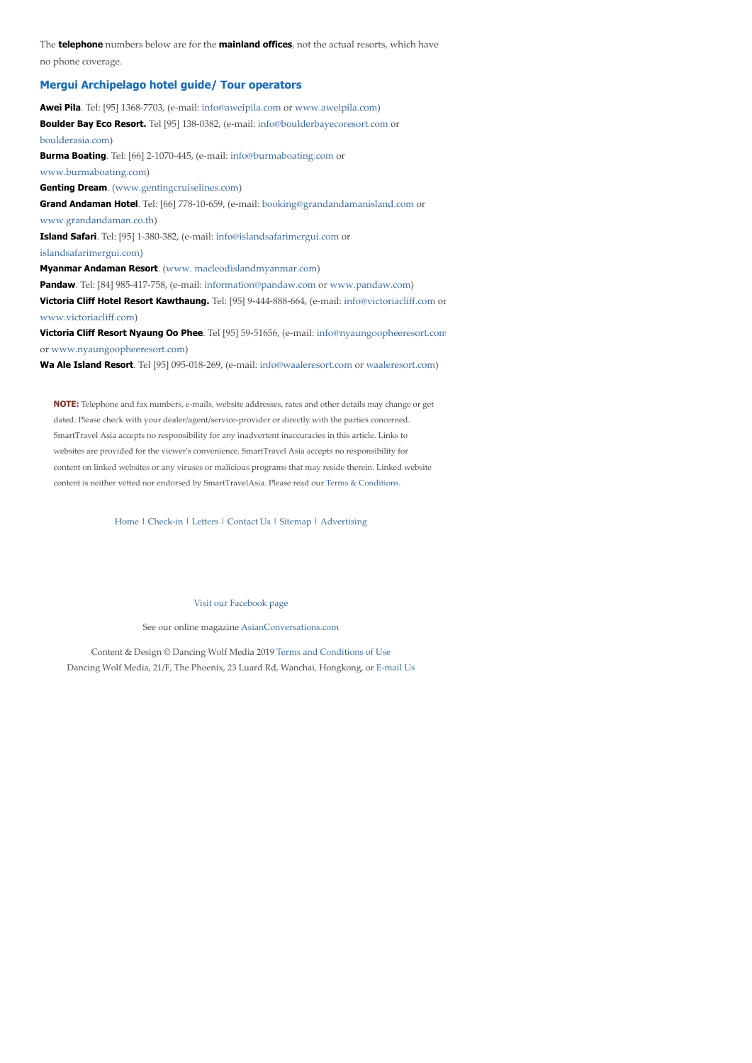The **telephone** numbers below are for the **mainland offices**, not the actual resorts, which have no phone coverage.

## Mergui Archipelago hotel guide/ Tour operators

**Awei Pila**. Tel: [95] 1368-7703, (e-mail: info@aweipila.com or www.aweipila.com)
**Boulder Bay Eco Resort.** Tel [95] 138-0382, (e-mail: info@boulderbayecoresort.com or boulderasia.com)
**Burma Boating**. Tel: [66] 2-1070-445, (e-mail: info@burmaboating.com or www.burmaboating.com)
**Genting Dream**. (www.gentingcruiselines.com)
**Grand Andaman Hotel**. Tel: [66] 778-10-659, (e-mail: booking@grandandamanisland.com or www.grandandaman.co.th)
**Island Safari**. Tel: [95] 1-380-382, (e-mail: info@islandsafarimergui.com or islandsafarimergui.com)
**Myanmar Andaman Resort**. (www. macleodislandmyanmar.com)
**Pandaw**. Tel: [84] 985-417-758, (e-mail: information@pandaw.com or www.pandaw.com)
**Victoria Cliff Hotel Resort Kawthaung.** Tel: [95] 9-444-888-664, (e-mail: info@victoriacliff.com or www.victoriacliff.com)
**Victoria Cliff Resort Nyaung Oo Phee**. Tel [95] 59-51656, (e-mail: info@nyaungoopheeresort.com or www.nyaungoopheeresort.com)
**Wa Ale Island Resort**. Tel [95] 095-018-269, (e-mail: info@waaleresort.com or waaleresort.com)

**NOTE:** Telephone and fax numbers, e-mails, website addresses, rates and other details may change or get dated. Please check with your dealer/agent/service-provider or directly with the parties concerned. SmartTravel Asia accepts no responsibility for any inadvertent inaccuracies in this article. Links to websites are provided for the viewer's convenience. SmartTravel Asia accepts no responsibility for content on linked websites or any viruses or malicious programs that may reside therein. Linked website content is neither vetted nor endorsed by SmartTravelAsia. Please read our Terms & Conditions.

Home | Check-in | Letters | Contact Us | Sitemap | Advertising

Visit our Facebook page

See our online magazine AsianConversations.com

Content & Design © Dancing Wolf Media 2019 Terms and Conditions of Use
Dancing Wolf Media, 21/F, The Phoenix, 23 Luard Rd, Wanchai, Hongkong, or E-mail Us